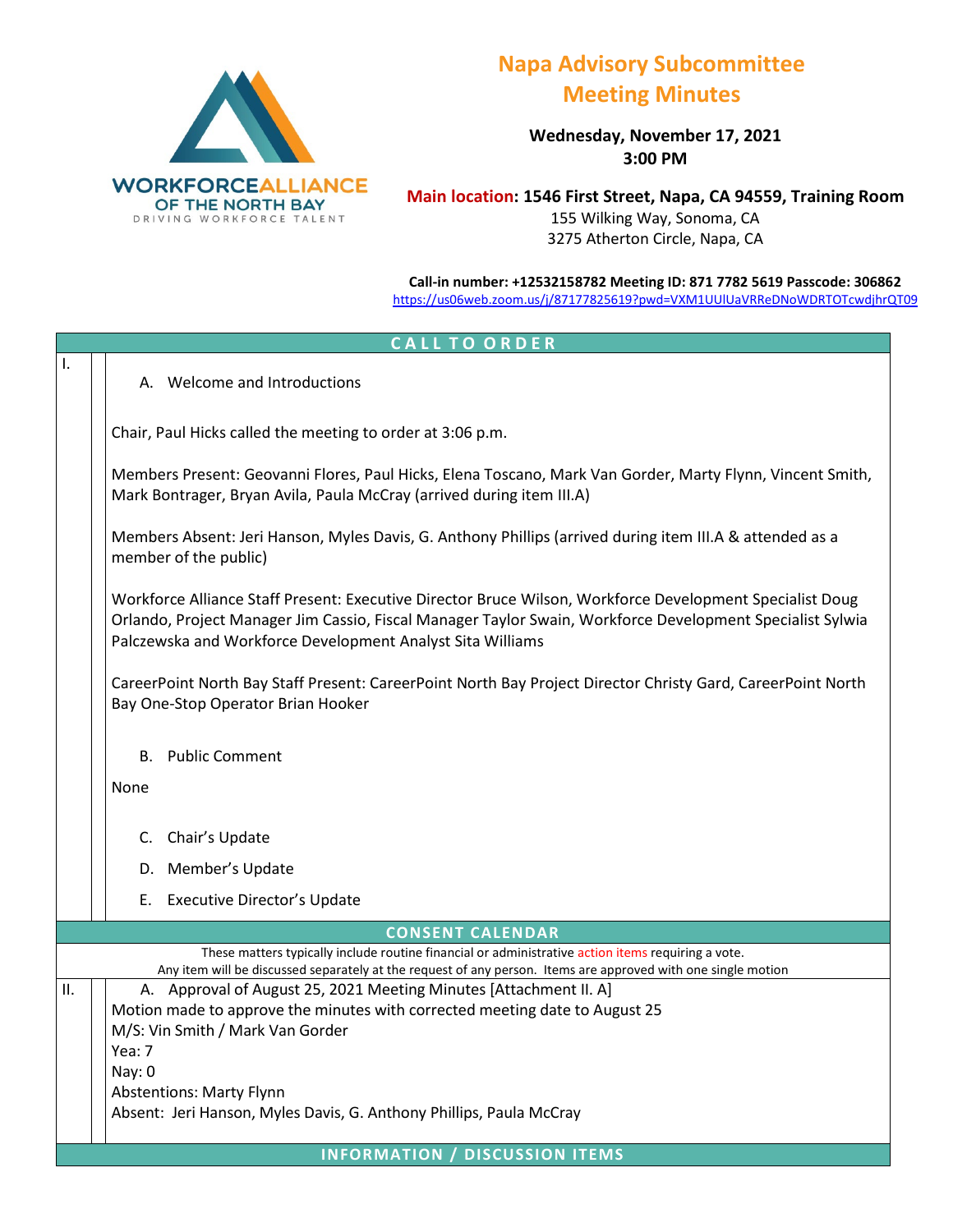WORKFORCE ALLIANCE OF THE NORTH BAY
DRIVING WORKFORCE TALENT

# Napa Advisory Subcommittee Meeting Minutes

**Wednesday, November 17, 2021**
**3:00 PM**

**Main location: 1546 First Street, Napa, CA 94559, Training Room**
155 Wilking Way, Sonoma, CA
3275 Atherton Circle, Napa, CA

**Call-in number: +12532158782 Meeting ID: 871 7782 5619 Passcode: 306862**
https://us06web.zoom.us/j/87177825619?pwd=VXM1UUlUaVRReDNoWDRTOTcwdjhrQT09

## CALL TO ORDER

### I.

A. Welcome and Introductions

Chair, Paul Hicks called the meeting to order at 3:06 p.m.

Members Present: Geovanni Flores, Paul Hicks, Elena Toscano, Mark Van Gorder, Marty Flynn, Vincent Smith, Mark Bontrager, Bryan Avila, Paula McCray (arrived during item III.A)

Members Absent: Jeri Hanson, Myles Davis, G. Anthony Phillips (arrived during item III.A & attended as a member of the public)

Workforce Alliance Staff Present: Executive Director Bruce Wilson, Workforce Development Specialist Doug Orlando, Project Manager Jim Cassio, Fiscal Manager Taylor Swain, Workforce Development Specialist Sylwia Palczewska and Workforce Development Analyst Sita Williams

CareerPoint North Bay Staff Present: CareerPoint North Bay Project Director Christy Gard, CareerPoint North Bay One-Stop Operator Brian Hooker

B. Public Comment

None

C. Chair's Update

D. Member's Update

E. Executive Director's Update

## CONSENT CALENDAR

These matters typically include routine financial or administrative action items requiring a vote.
Any item will be discussed separately at the request of any person. Items are approved with one single motion

### II.

A. Approval of August 25, 2021 Meeting Minutes [Attachment II. A]

Motion made to approve the minutes with corrected meeting date to August 25
M/S: Vin Smith / Mark Van Gorder
Yea: 7
Nay: 0
Abstentions: Marty Flynn
Absent: Jeri Hanson, Myles Davis, G. Anthony Phillips, Paula McCray

## INFORMATION / DISCUSSION ITEMS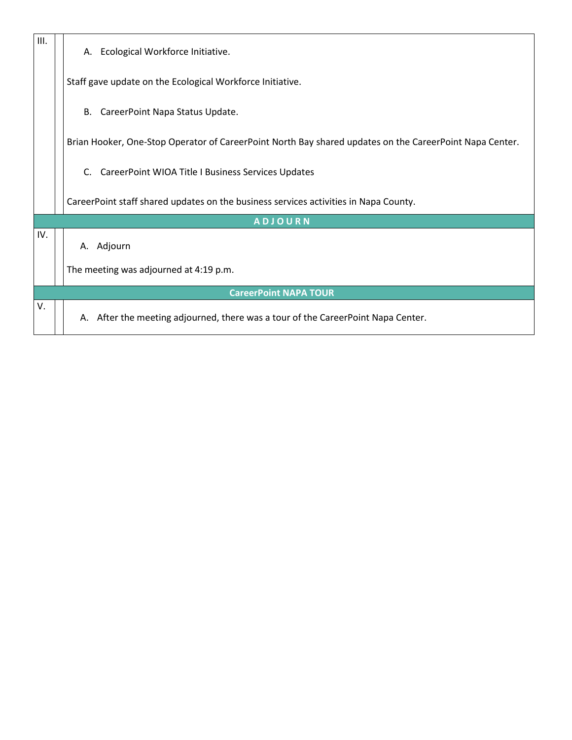| | | |
|---|---|---|
| III. | | A. Ecological Workforce Initiative.<br><br>Staff gave update on the Ecological Workforce Initiative.<br><br>B. CareerPoint Napa Status Update.<br><br>Brian Hooker, One-Stop Operator of CareerPoint North Bay shared updates on the CareerPoint Napa Center.<br><br>C. CareerPoint WIOA Title I Business Services Updates<br><br>CareerPoint staff shared updates on the business services activities in Napa County. |
| **ADJOURN** | | |
| IV. | | A. Adjourn<br><br>The meeting was adjourned at 4:19 p.m. |
| **CareerPoint NAPA TOUR** | | |
| V. | | A. After the meeting adjourned, there was a tour of the CareerPoint Napa Center. |